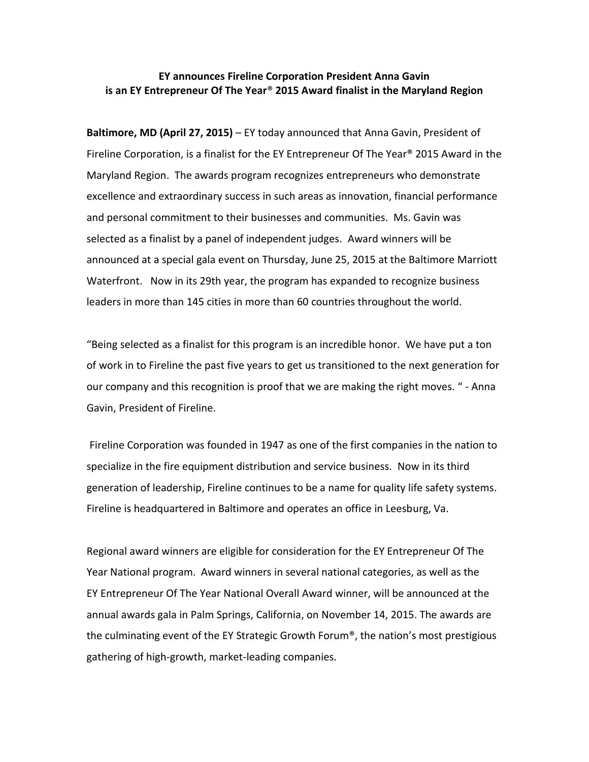**EY announces Fireline Corporation President Anna Gavin is an EY Entrepreneur Of The Year® 2015 Award finalist in the Maryland Region**

**Baltimore, MD (April 27, 2015)** – EY today announced that Anna Gavin, President of Fireline Corporation, is a finalist for the EY Entrepreneur Of The Year® 2015 Award in the Maryland Region. The awards program recognizes entrepreneurs who demonstrate excellence and extraordinary success in such areas as innovation, financial performance and personal commitment to their businesses and communities. Ms. Gavin was selected as a finalist by a panel of independent judges. Award winners will be announced at a special gala event on Thursday, June 25, 2015 at the Baltimore Marriott Waterfront. Now in its 29th year, the program has expanded to recognize business leaders in more than 145 cities in more than 60 countries throughout the world.

"Being selected as a finalist for this program is an incredible honor. We have put a ton of work in to Fireline the past five years to get us transitioned to the next generation for our company and this recognition is proof that we are making the right moves. " - Anna Gavin, President of Fireline.

Fireline Corporation was founded in 1947 as one of the first companies in the nation to specialize in the fire equipment distribution and service business. Now in its third generation of leadership, Fireline continues to be a name for quality life safety systems. Fireline is headquartered in Baltimore and operates an office in Leesburg, Va.

Regional award winners are eligible for consideration for the EY Entrepreneur Of The Year National program. Award winners in several national categories, as well as the EY Entrepreneur Of The Year National Overall Award winner, will be announced at the annual awards gala in Palm Springs, California, on November 14, 2015. The awards are the culminating event of the EY Strategic Growth Forum®, the nation's most prestigious gathering of high-growth, market-leading companies.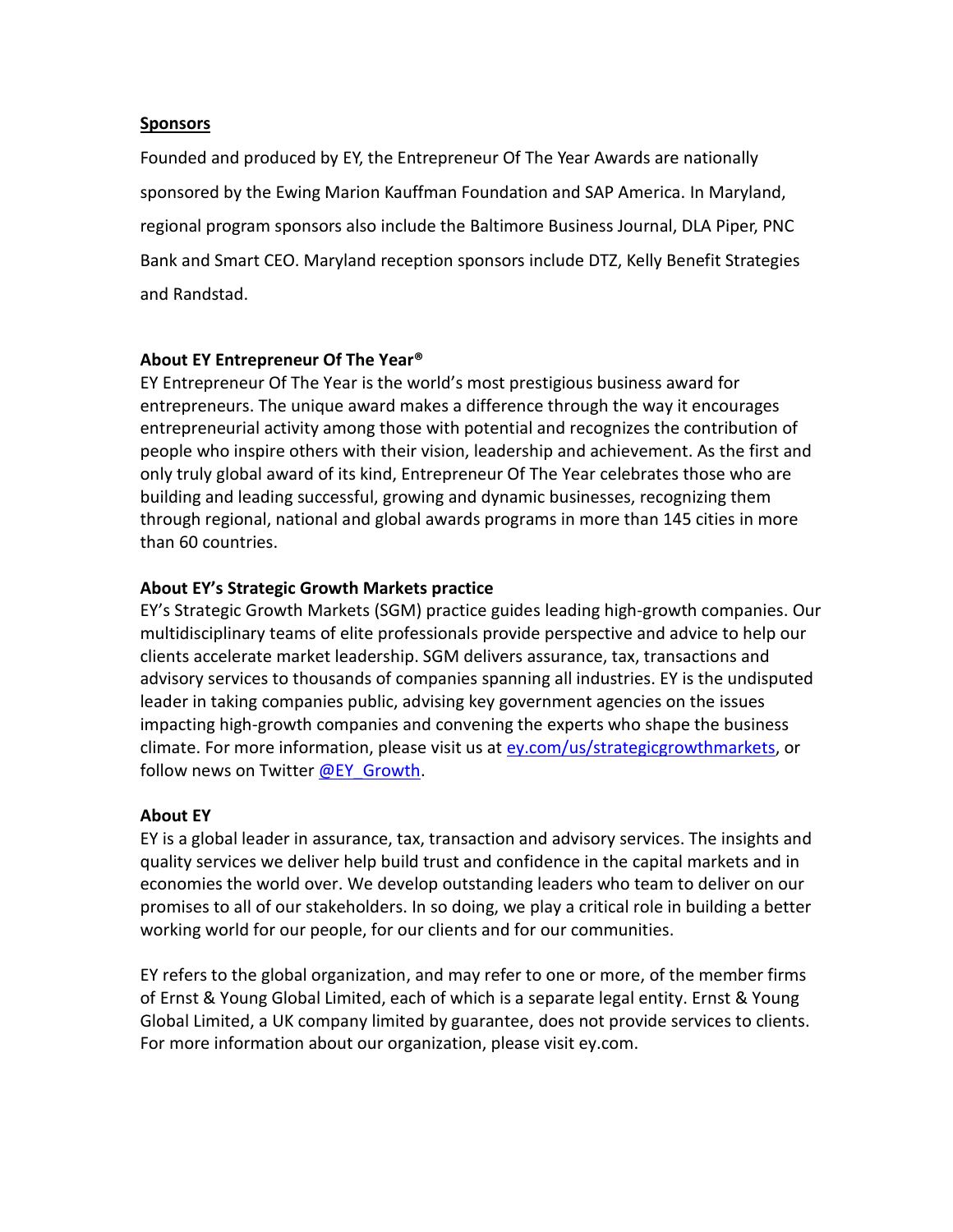**Sponsors**

Founded and produced by EY, the Entrepreneur Of The Year Awards are nationally sponsored by the Ewing Marion Kauffman Foundation and SAP America. In Maryland, regional program sponsors also include the Baltimore Business Journal, DLA Piper, PNC Bank and Smart CEO. Maryland reception sponsors include DTZ, Kelly Benefit Strategies and Randstad.

**About EY Entrepreneur Of The Year®**

EY Entrepreneur Of The Year is the world's most prestigious business award for entrepreneurs. The unique award makes a difference through the way it encourages entrepreneurial activity among those with potential and recognizes the contribution of people who inspire others with their vision, leadership and achievement. As the first and only truly global award of its kind, Entrepreneur Of The Year celebrates those who are building and leading successful, growing and dynamic businesses, recognizing them through regional, national and global awards programs in more than 145 cities in more than 60 countries.

**About EY's Strategic Growth Markets practice**

EY's Strategic Growth Markets (SGM) practice guides leading high-growth companies. Our multidisciplinary teams of elite professionals provide perspective and advice to help our clients accelerate market leadership. SGM delivers assurance, tax, transactions and advisory services to thousands of companies spanning all industries. EY is the undisputed leader in taking companies public, advising key government agencies on the issues impacting high-growth companies and convening the experts who shape the business climate. For more information, please visit us at [ey.com/us/strategicgrowthmarkets](ey.com/us/strategicgrowthmarkets), or follow news on Twitter [@EY_Growth](@EY_Growth).

**About EY**

EY is a global leader in assurance, tax, transaction and advisory services. The insights and quality services we deliver help build trust and confidence in the capital markets and in economies the world over. We develop outstanding leaders who team to deliver on our promises to all of our stakeholders. In so doing, we play a critical role in building a better working world for our people, for our clients and for our communities.

EY refers to the global organization, and may refer to one or more, of the member firms of Ernst & Young Global Limited, each of which is a separate legal entity. Ernst & Young Global Limited, a UK company limited by guarantee, does not provide services to clients. For more information about our organization, please visit ey.com.